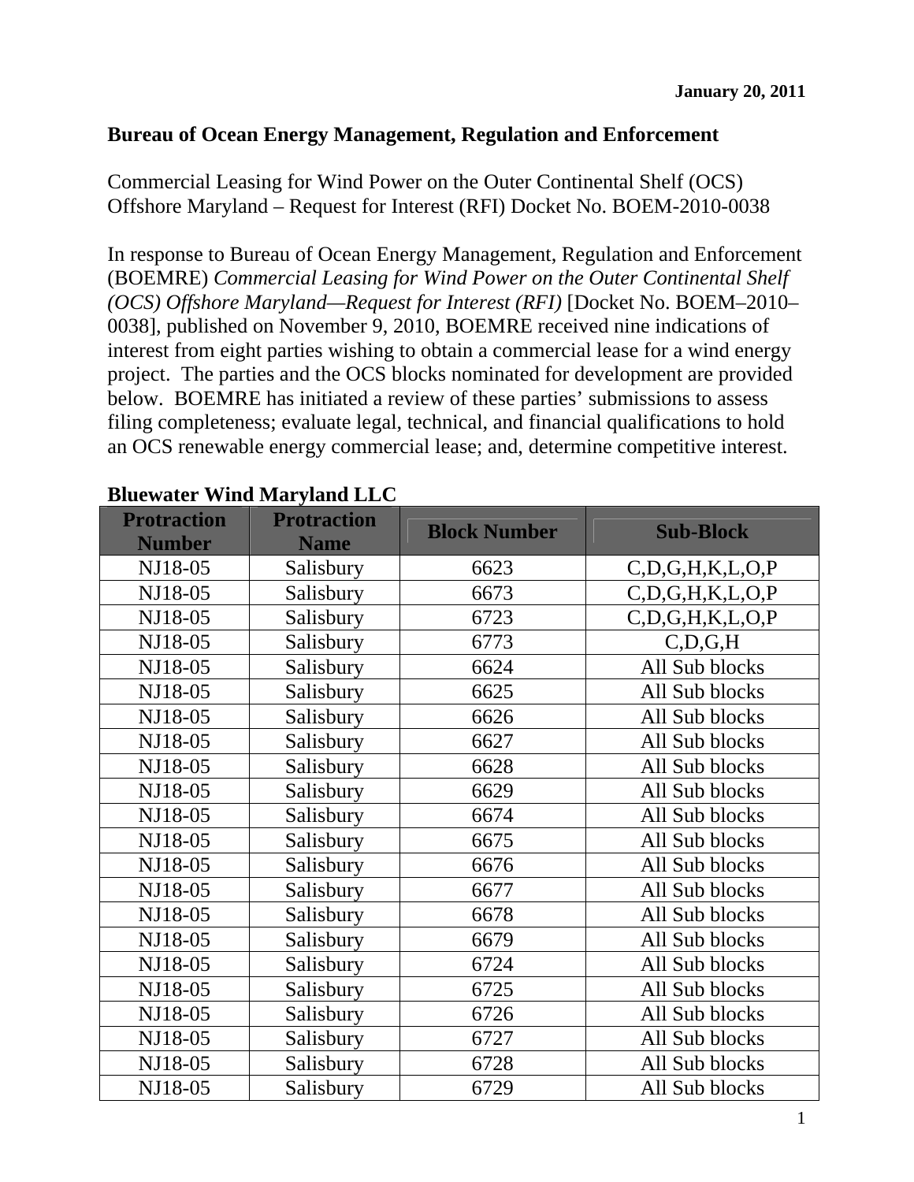**January 20, 2011**

**Bureau of Ocean Energy Management, Regulation and Enforcement**

Commercial Leasing for Wind Power on the Outer Continental Shelf (OCS) Offshore Maryland – Request for Interest (RFI) Docket No. BOEM-2010-0038

In response to Bureau of Ocean Energy Management, Regulation and Enforcement (BOEMRE) *Commercial Leasing for Wind Power on the Outer Continental Shelf (OCS) Offshore Maryland—Request for Interest (RFI)* [Docket No. BOEM–2010–0038], published on November 9, 2010, BOEMRE received nine indications of interest from eight parties wishing to obtain a commercial lease for a wind energy project. The parties and the OCS blocks nominated for development are provided below. BOEMRE has initiated a review of these parties' submissions to assess filing completeness; evaluate legal, technical, and financial qualifications to hold an OCS renewable energy commercial lease; and, determine competitive interest.

**Bluewater Wind Maryland LLC**

| Protraction Number | Protraction Name | Block Number | Sub-Block |
|---|---|---|---|
| NJ18-05 | Salisbury | 6623 | C,D,G,H,K,L,O,P |
| NJ18-05 | Salisbury | 6673 | C,D,G,H,K,L,O,P |
| NJ18-05 | Salisbury | 6723 | C,D,G,H,K,L,O,P |
| NJ18-05 | Salisbury | 6773 | C,D,G,H |
| NJ18-05 | Salisbury | 6624 | All Sub blocks |
| NJ18-05 | Salisbury | 6625 | All Sub blocks |
| NJ18-05 | Salisbury | 6626 | All Sub blocks |
| NJ18-05 | Salisbury | 6627 | All Sub blocks |
| NJ18-05 | Salisbury | 6628 | All Sub blocks |
| NJ18-05 | Salisbury | 6629 | All Sub blocks |
| NJ18-05 | Salisbury | 6674 | All Sub blocks |
| NJ18-05 | Salisbury | 6675 | All Sub blocks |
| NJ18-05 | Salisbury | 6676 | All Sub blocks |
| NJ18-05 | Salisbury | 6677 | All Sub blocks |
| NJ18-05 | Salisbury | 6678 | All Sub blocks |
| NJ18-05 | Salisbury | 6679 | All Sub blocks |
| NJ18-05 | Salisbury | 6724 | All Sub blocks |
| NJ18-05 | Salisbury | 6725 | All Sub blocks |
| NJ18-05 | Salisbury | 6726 | All Sub blocks |
| NJ18-05 | Salisbury | 6727 | All Sub blocks |
| NJ18-05 | Salisbury | 6728 | All Sub blocks |
| NJ18-05 | Salisbury | 6729 | All Sub blocks |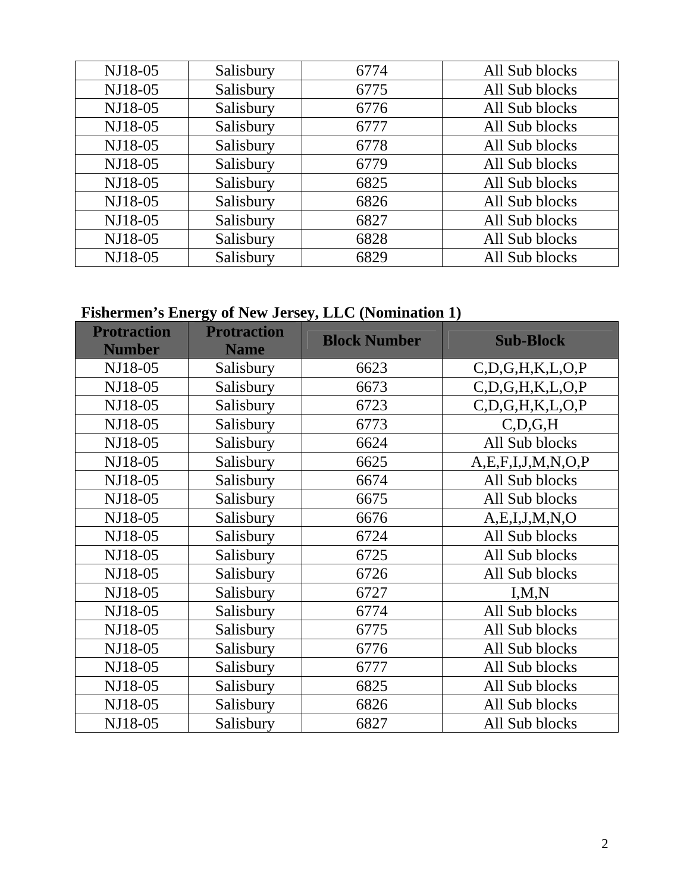| NJ18-05 | Salisbury | 6774 | All Sub blocks |
|---|---|---|---|
| NJ18-05 | Salisbury | 6775 | All Sub blocks |
| NJ18-05 | Salisbury | 6776 | All Sub blocks |
| NJ18-05 | Salisbury | 6777 | All Sub blocks |
| NJ18-05 | Salisbury | 6778 | All Sub blocks |
| NJ18-05 | Salisbury | 6779 | All Sub blocks |
| NJ18-05 | Salisbury | 6825 | All Sub blocks |
| NJ18-05 | Salisbury | 6826 | All Sub blocks |
| NJ18-05 | Salisbury | 6827 | All Sub blocks |
| NJ18-05 | Salisbury | 6828 | All Sub blocks |
| NJ18-05 | Salisbury | 6829 | All Sub blocks |

**Fishermen's Energy of New Jersey, LLC (Nomination 1)**

| Protraction Number | Protraction Name | Block Number | Sub-Block |
|---|---|---|---|
| NJ18-05 | Salisbury | 6623 | C,D,G,H,K,L,O,P |
| NJ18-05 | Salisbury | 6673 | C,D,G,H,K,L,O,P |
| NJ18-05 | Salisbury | 6723 | C,D,G,H,K,L,O,P |
| NJ18-05 | Salisbury | 6773 | C,D,G,H |
| NJ18-05 | Salisbury | 6624 | All Sub blocks |
| NJ18-05 | Salisbury | 6625 | A,E,F,I,J,M,N,O,P |
| NJ18-05 | Salisbury | 6674 | All Sub blocks |
| NJ18-05 | Salisbury | 6675 | All Sub blocks |
| NJ18-05 | Salisbury | 6676 | A,E,I,J,M,N,O |
| NJ18-05 | Salisbury | 6724 | All Sub blocks |
| NJ18-05 | Salisbury | 6725 | All Sub blocks |
| NJ18-05 | Salisbury | 6726 | All Sub blocks |
| NJ18-05 | Salisbury | 6727 | I,M,N |
| NJ18-05 | Salisbury | 6774 | All Sub blocks |
| NJ18-05 | Salisbury | 6775 | All Sub blocks |
| NJ18-05 | Salisbury | 6776 | All Sub blocks |
| NJ18-05 | Salisbury | 6777 | All Sub blocks |
| NJ18-05 | Salisbury | 6825 | All Sub blocks |
| NJ18-05 | Salisbury | 6826 | All Sub blocks |
| NJ18-05 | Salisbury | 6827 | All Sub blocks |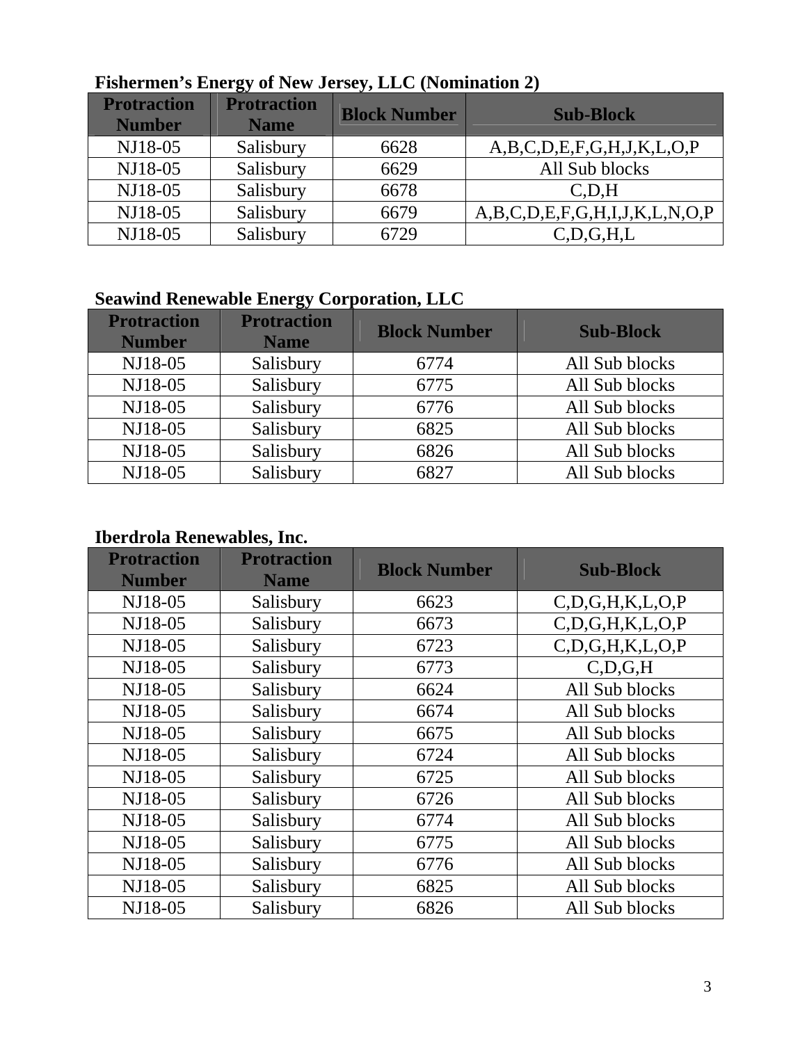**Fishermen's Energy of New Jersey, LLC (Nomination 2)**

| Protraction Number | Protraction Name | Block Number | Sub-Block |
|---|---|---|---|
| NJ18-05 | Salisbury | 6628 | A,B,C,D,E,F,G,H,J,K,L,O,P |
| NJ18-05 | Salisbury | 6629 | All Sub blocks |
| NJ18-05 | Salisbury | 6678 | C,D,H |
| NJ18-05 | Salisbury | 6679 | A,B,C,D,E,F,G,H,I,J,K,L,N,O,P |
| NJ18-05 | Salisbury | 6729 | C,D,G,H,L |

**Seawind Renewable Energy Corporation, LLC**

| Protraction Number | Protraction Name | Block Number | Sub-Block |
|---|---|---|---|
| NJ18-05 | Salisbury | 6774 | All Sub blocks |
| NJ18-05 | Salisbury | 6775 | All Sub blocks |
| NJ18-05 | Salisbury | 6776 | All Sub blocks |
| NJ18-05 | Salisbury | 6825 | All Sub blocks |
| NJ18-05 | Salisbury | 6826 | All Sub blocks |
| NJ18-05 | Salisbury | 6827 | All Sub blocks |

**Iberdrola Renewables, Inc.**

| Protraction Number | Protraction Name | Block Number | Sub-Block |
|---|---|---|---|
| NJ18-05 | Salisbury | 6623 | C,D,G,H,K,L,O,P |
| NJ18-05 | Salisbury | 6673 | C,D,G,H,K,L,O,P |
| NJ18-05 | Salisbury | 6723 | C,D,G,H,K,L,O,P |
| NJ18-05 | Salisbury | 6773 | C,D,G,H |
| NJ18-05 | Salisbury | 6624 | All Sub blocks |
| NJ18-05 | Salisbury | 6674 | All Sub blocks |
| NJ18-05 | Salisbury | 6675 | All Sub blocks |
| NJ18-05 | Salisbury | 6724 | All Sub blocks |
| NJ18-05 | Salisbury | 6725 | All Sub blocks |
| NJ18-05 | Salisbury | 6726 | All Sub blocks |
| NJ18-05 | Salisbury | 6774 | All Sub blocks |
| NJ18-05 | Salisbury | 6775 | All Sub blocks |
| NJ18-05 | Salisbury | 6776 | All Sub blocks |
| NJ18-05 | Salisbury | 6825 | All Sub blocks |
| NJ18-05 | Salisbury | 6826 | All Sub blocks |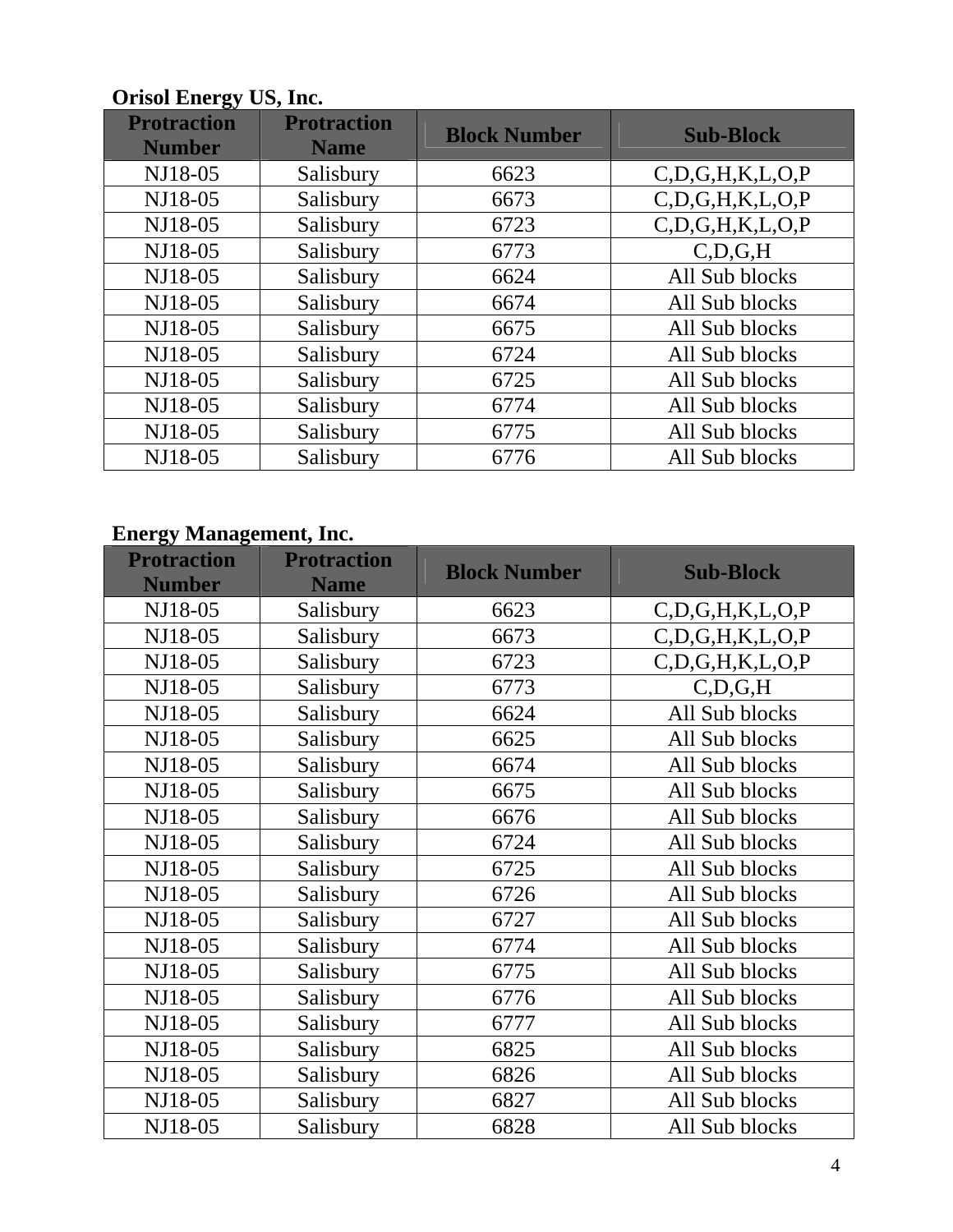**Orisol Energy US, Inc.**

| Protraction Number | Protraction Name | Block Number | Sub-Block |
|---|---|---|---|
| NJ18-05 | Salisbury | 6623 | C,D,G,H,K,L,O,P |
| NJ18-05 | Salisbury | 6673 | C,D,G,H,K,L,O,P |
| NJ18-05 | Salisbury | 6723 | C,D,G,H,K,L,O,P |
| NJ18-05 | Salisbury | 6773 | C,D,G,H |
| NJ18-05 | Salisbury | 6624 | All Sub blocks |
| NJ18-05 | Salisbury | 6674 | All Sub blocks |
| NJ18-05 | Salisbury | 6675 | All Sub blocks |
| NJ18-05 | Salisbury | 6724 | All Sub blocks |
| NJ18-05 | Salisbury | 6725 | All Sub blocks |
| NJ18-05 | Salisbury | 6774 | All Sub blocks |
| NJ18-05 | Salisbury | 6775 | All Sub blocks |
| NJ18-05 | Salisbury | 6776 | All Sub blocks |

**Energy Management, Inc.**

| Protraction Number | Protraction Name | Block Number | Sub-Block |
|---|---|---|---|
| NJ18-05 | Salisbury | 6623 | C,D,G,H,K,L,O,P |
| NJ18-05 | Salisbury | 6673 | C,D,G,H,K,L,O,P |
| NJ18-05 | Salisbury | 6723 | C,D,G,H,K,L,O,P |
| NJ18-05 | Salisbury | 6773 | C,D,G,H |
| NJ18-05 | Salisbury | 6624 | All Sub blocks |
| NJ18-05 | Salisbury | 6625 | All Sub blocks |
| NJ18-05 | Salisbury | 6674 | All Sub blocks |
| NJ18-05 | Salisbury | 6675 | All Sub blocks |
| NJ18-05 | Salisbury | 6676 | All Sub blocks |
| NJ18-05 | Salisbury | 6724 | All Sub blocks |
| NJ18-05 | Salisbury | 6725 | All Sub blocks |
| NJ18-05 | Salisbury | 6726 | All Sub blocks |
| NJ18-05 | Salisbury | 6727 | All Sub blocks |
| NJ18-05 | Salisbury | 6774 | All Sub blocks |
| NJ18-05 | Salisbury | 6775 | All Sub blocks |
| NJ18-05 | Salisbury | 6776 | All Sub blocks |
| NJ18-05 | Salisbury | 6777 | All Sub blocks |
| NJ18-05 | Salisbury | 6825 | All Sub blocks |
| NJ18-05 | Salisbury | 6826 | All Sub blocks |
| NJ18-05 | Salisbury | 6827 | All Sub blocks |
| NJ18-05 | Salisbury | 6828 | All Sub blocks |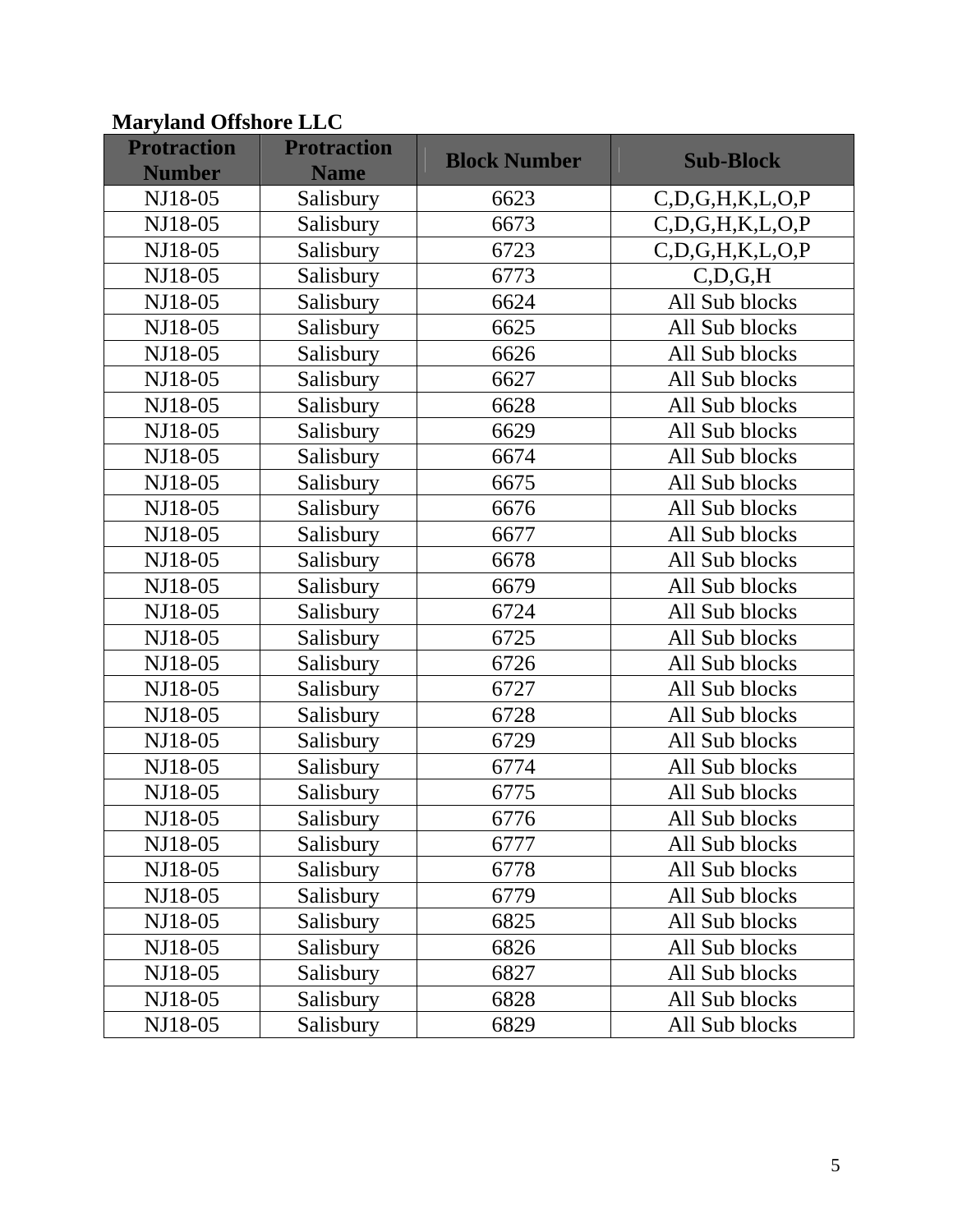**Maryland Offshore LLC**

| Protraction Number | Protraction Name | Block Number | Sub-Block |
|---|---|---|---|
| NJ18-05 | Salisbury | 6623 | C,D,G,H,K,L,O,P |
| NJ18-05 | Salisbury | 6673 | C,D,G,H,K,L,O,P |
| NJ18-05 | Salisbury | 6723 | C,D,G,H,K,L,O,P |
| NJ18-05 | Salisbury | 6773 | C,D,G,H |
| NJ18-05 | Salisbury | 6624 | All Sub blocks |
| NJ18-05 | Salisbury | 6625 | All Sub blocks |
| NJ18-05 | Salisbury | 6626 | All Sub blocks |
| NJ18-05 | Salisbury | 6627 | All Sub blocks |
| NJ18-05 | Salisbury | 6628 | All Sub blocks |
| NJ18-05 | Salisbury | 6629 | All Sub blocks |
| NJ18-05 | Salisbury | 6674 | All Sub blocks |
| NJ18-05 | Salisbury | 6675 | All Sub blocks |
| NJ18-05 | Salisbury | 6676 | All Sub blocks |
| NJ18-05 | Salisbury | 6677 | All Sub blocks |
| NJ18-05 | Salisbury | 6678 | All Sub blocks |
| NJ18-05 | Salisbury | 6679 | All Sub blocks |
| NJ18-05 | Salisbury | 6724 | All Sub blocks |
| NJ18-05 | Salisbury | 6725 | All Sub blocks |
| NJ18-05 | Salisbury | 6726 | All Sub blocks |
| NJ18-05 | Salisbury | 6727 | All Sub blocks |
| NJ18-05 | Salisbury | 6728 | All Sub blocks |
| NJ18-05 | Salisbury | 6729 | All Sub blocks |
| NJ18-05 | Salisbury | 6774 | All Sub blocks |
| NJ18-05 | Salisbury | 6775 | All Sub blocks |
| NJ18-05 | Salisbury | 6776 | All Sub blocks |
| NJ18-05 | Salisbury | 6777 | All Sub blocks |
| NJ18-05 | Salisbury | 6778 | All Sub blocks |
| NJ18-05 | Salisbury | 6779 | All Sub blocks |
| NJ18-05 | Salisbury | 6825 | All Sub blocks |
| NJ18-05 | Salisbury | 6826 | All Sub blocks |
| NJ18-05 | Salisbury | 6827 | All Sub blocks |
| NJ18-05 | Salisbury | 6828 | All Sub blocks |
| NJ18-05 | Salisbury | 6829 | All Sub blocks |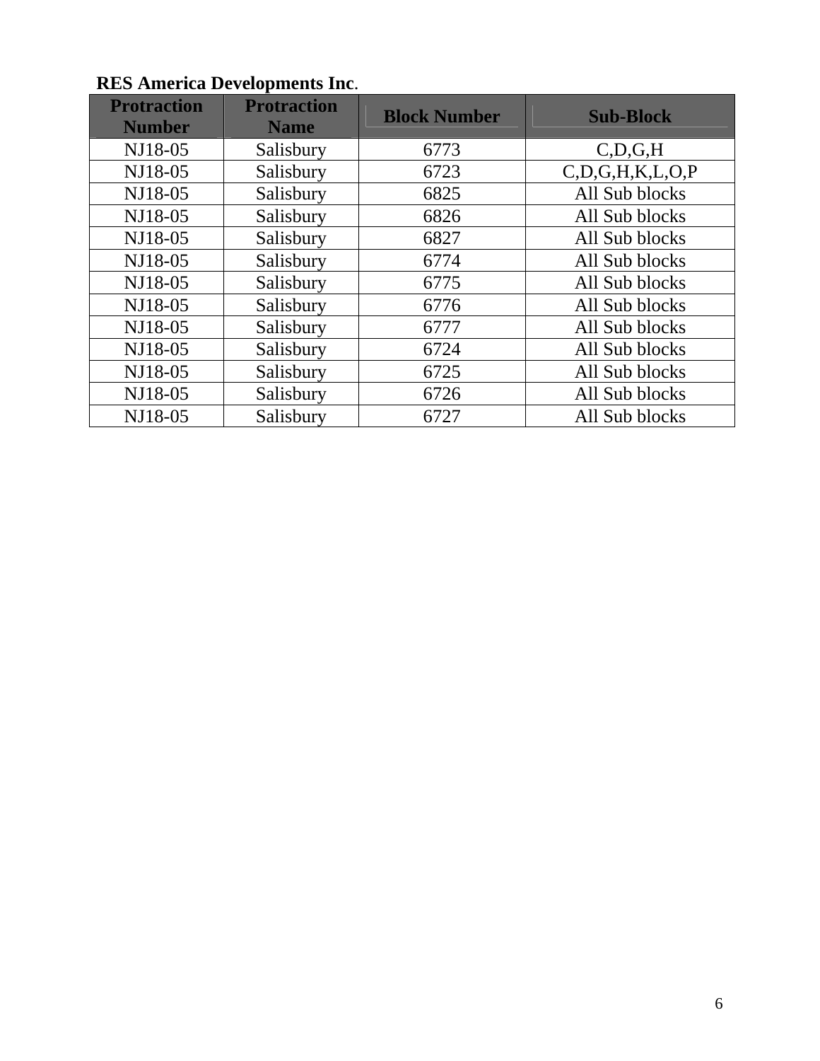**RES America Developments Inc.**

| Protraction Number | Protraction Name | Block Number | Sub-Block |
|---|---|---|---|
| NJ18-05 | Salisbury | 6773 | C,D,G,H |
| NJ18-05 | Salisbury | 6723 | C,D,G,H,K,L,O,P |
| NJ18-05 | Salisbury | 6825 | All Sub blocks |
| NJ18-05 | Salisbury | 6826 | All Sub blocks |
| NJ18-05 | Salisbury | 6827 | All Sub blocks |
| NJ18-05 | Salisbury | 6774 | All Sub blocks |
| NJ18-05 | Salisbury | 6775 | All Sub blocks |
| NJ18-05 | Salisbury | 6776 | All Sub blocks |
| NJ18-05 | Salisbury | 6777 | All Sub blocks |
| NJ18-05 | Salisbury | 6724 | All Sub blocks |
| NJ18-05 | Salisbury | 6725 | All Sub blocks |
| NJ18-05 | Salisbury | 6726 | All Sub blocks |
| NJ18-05 | Salisbury | 6727 | All Sub blocks |